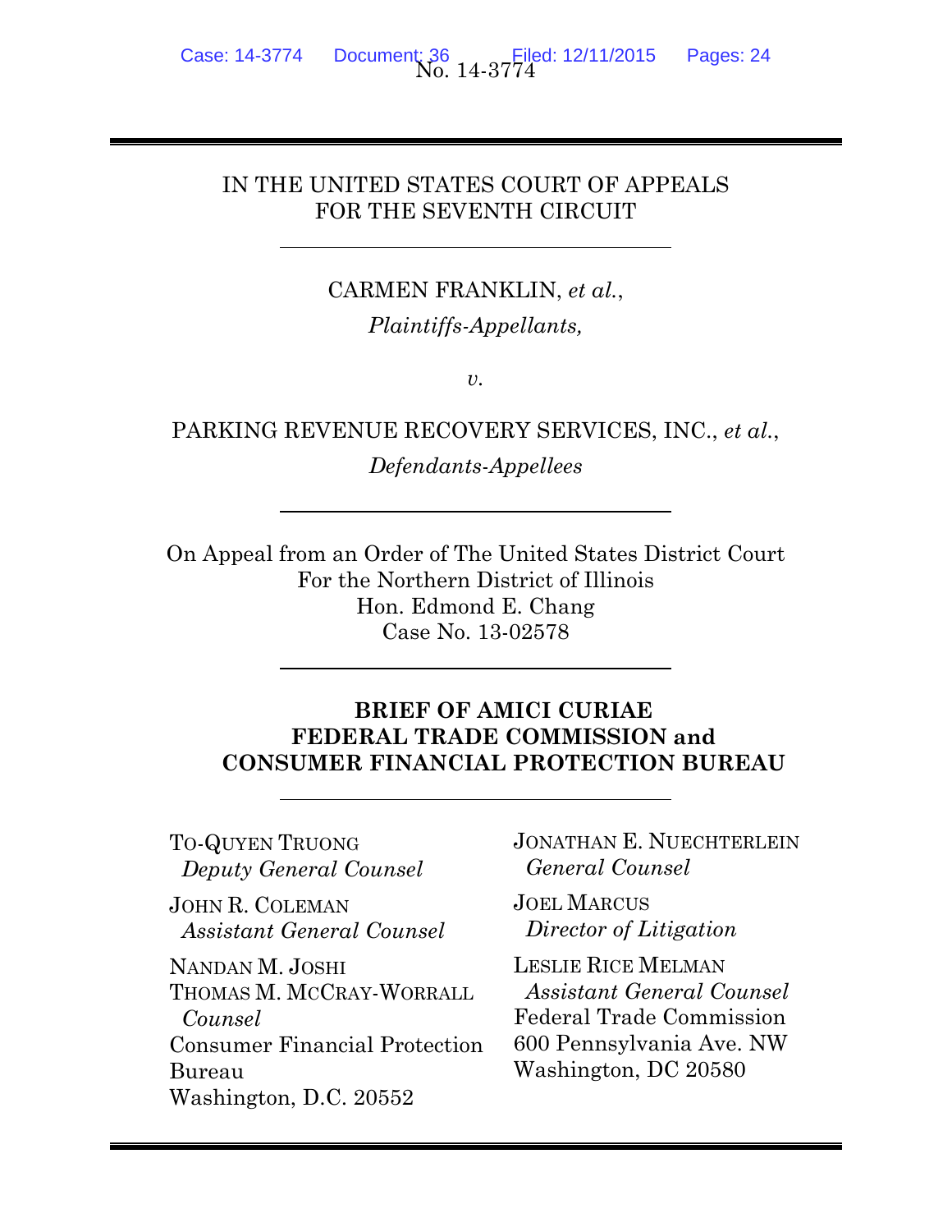No. 14-3774

IN THE UNITED STATES COURT OF APPEALS
FOR THE SEVENTH CIRCUIT

CARMEN FRANKLIN, *et al.*,

*Plaintiffs-Appellants,*

*v.*

PARKING REVENUE RECOVERY SERVICES, INC., *et al.*,

*Defendants-Appellees*

On Appeal from an Order of The United States District Court
For the Northern District of Illinois
Hon. Edmond E. Chang
Case No. 13-02578

**BRIEF OF AMICI CURIAE**
**FEDERAL TRADE COMMISSION and**
**CONSUMER FINANCIAL PROTECTION BUREAU**

TO-QUYEN TRUONG
*Deputy General Counsel*

JOHN R. COLEMAN
*Assistant General Counsel*

NANDAN M. JOSHI
THOMAS M. MCCRAY-WORRALL
*Counsel*
Consumer Financial Protection Bureau
Washington, D.C. 20552

JONATHAN E. NUECHTERLEIN
*General Counsel*

JOEL MARCUS
*Director of Litigation*

LESLIE RICE MELMAN
*Assistant General Counsel*
Federal Trade Commission
600 Pennsylvania Ave. NW
Washington, DC 20580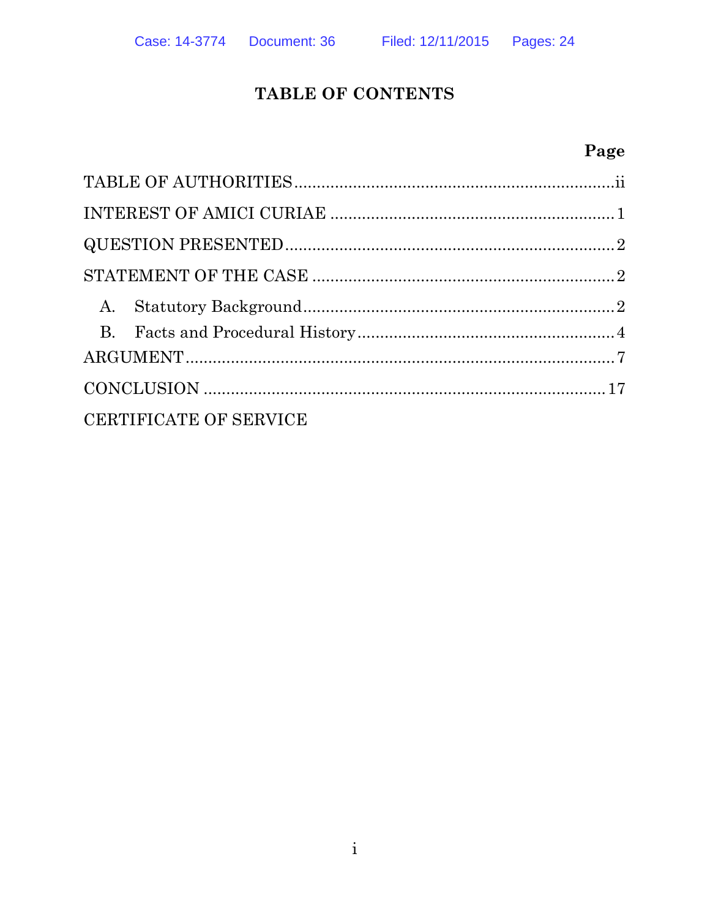# TABLE OF CONTENTS

| | Page |
|---|---|
| TABLE OF AUTHORITIES | ii |
| INTEREST OF AMICI CURIAE | 1 |
| QUESTION PRESENTED | 2 |
| STATEMENT OF THE CASE | 2 |
| A. Statutory Background | 2 |
| B. Facts and Procedural History | 4 |
| ARGUMENT | 7 |
| CONCLUSION | 17 |
| CERTIFICATE OF SERVICE | |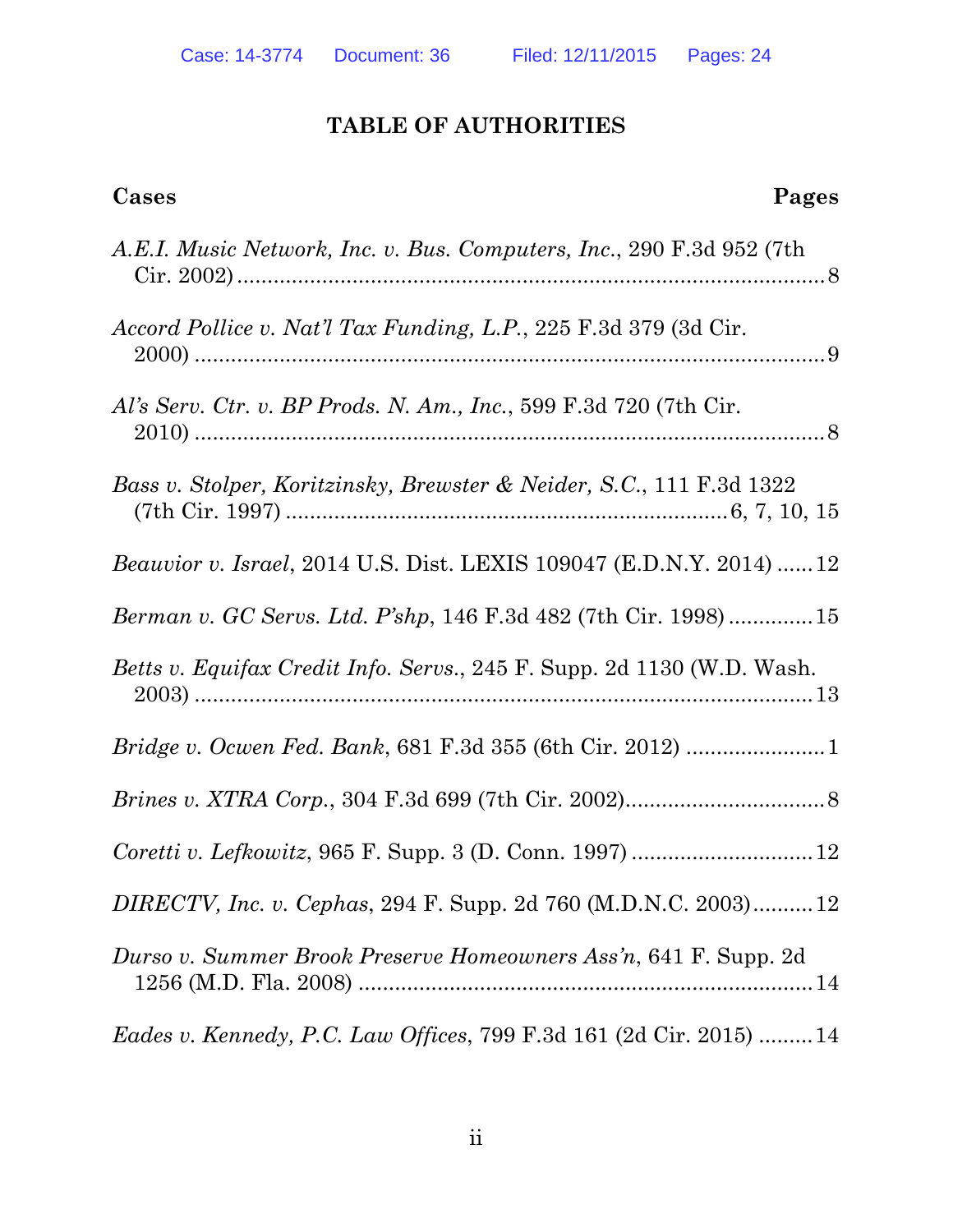## TABLE OF AUTHORITIES

**Cases** **Pages**

*A.E.I. Music Network, Inc. v. Bus. Computers, Inc.*, 290 F.3d 952 (7th Cir. 2002) ........ 8

*Accord Pollice v. Nat'l Tax Funding, L.P.*, 225 F.3d 379 (3d Cir. 2000) ........ 9

*Al's Serv. Ctr. v. BP Prods. N. Am., Inc.*, 599 F.3d 720 (7th Cir. 2010) ........ 8

*Bass v. Stolper, Koritzinsky, Brewster & Neider, S.C.*, 111 F.3d 1322 (7th Cir. 1997) ........ 6, 7, 10, 15

*Beauvior v. Israel*, 2014 U.S. Dist. LEXIS 109047 (E.D.N.Y. 2014) ........ 12

*Berman v. GC Servs. Ltd. P'shp*, 146 F.3d 482 (7th Cir. 1998) ........ 15

*Betts v. Equifax Credit Info. Servs.*, 245 F. Supp. 2d 1130 (W.D. Wash. 2003) ........ 13

*Bridge v. Ocwen Fed. Bank*, 681 F.3d 355 (6th Cir. 2012) ........ 1

*Brines v. XTRA Corp.*, 304 F.3d 699 (7th Cir. 2002) ........ 8

*Coretti v. Lefkowitz*, 965 F. Supp. 3 (D. Conn. 1997) ........ 12

*DIRECTV, Inc. v. Cephas*, 294 F. Supp. 2d 760 (M.D.N.C. 2003) ........ 12

*Durso v. Summer Brook Preserve Homeowners Ass'n*, 641 F. Supp. 2d 1256 (M.D. Fla. 2008) ........ 14

*Eades v. Kennedy, P.C. Law Offices*, 799 F.3d 161 (2d Cir. 2015) ........ 14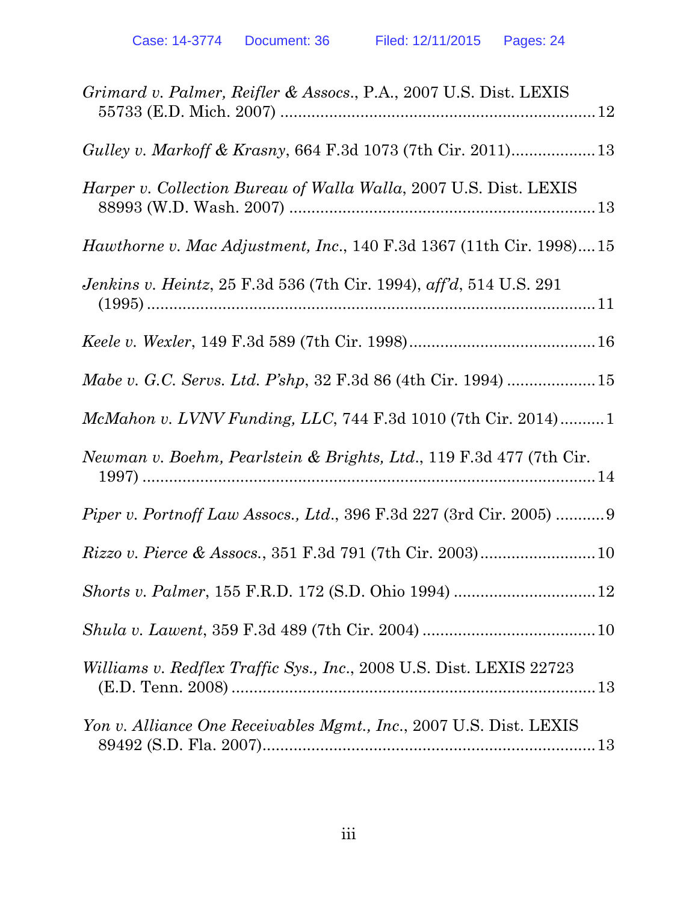*Grimard v. Palmer, Reifler & Assocs*., P.A., 2007 U.S. Dist. LEXIS 55733 (E.D. Mich. 2007) ........................................................................ 12

*Gulley v. Markoff & Krasny*, 664 F.3d 1073 (7th Cir. 2011)................... 13

*Harper v. Collection Bureau of Walla Walla*, 2007 U.S. Dist. LEXIS 88993 (W.D. Wash. 2007) ...................................................................... 13

*Hawthorne v. Mac Adjustment, Inc*., 140 F.3d 1367 (11th Cir. 1998).... 15

*Jenkins v. Heintz*, 25 F.3d 536 (7th Cir. 1994), *aff'd*, 514 U.S. 291 (1995) ........................................................................................................ 11

*Keele v. Wexler*, 149 F.3d 589 (7th Cir. 1998).......................................... 16

*Mabe v. G.C. Servs. Ltd. P'shp*, 32 F.3d 86 (4th Cir. 1994) .................... 15

*McMahon v. LVNV Funding, LLC*, 744 F.3d 1010 (7th Cir. 2014).......... 1

*Newman v. Boehm, Pearlstein & Brights, Ltd*., 119 F.3d 477 (7th Cir. 1997) ........................................................................................................ 14

*Piper v. Portnoff Law Assocs., Ltd*., 396 F.3d 227 (3rd Cir. 2005) ........... 9

*Rizzo v. Pierce & Assocs*., 351 F.3d 791 (7th Cir. 2003).......................... 10

*Shorts v. Palmer*, 155 F.R.D. 172 (S.D. Ohio 1994) ................................ 12

*Shula v. Lawent*, 359 F.3d 489 (7th Cir. 2004) ....................................... 10

*Williams v. Redflex Traffic Sys., Inc*., 2008 U.S. Dist. LEXIS 22723 (E.D. Tenn. 2008) .................................................................................. 13

*Yon v. Alliance One Receivables Mgmt., Inc*., 2007 U.S. Dist. LEXIS 89492 (S.D. Fla. 2007)............................................................................ 13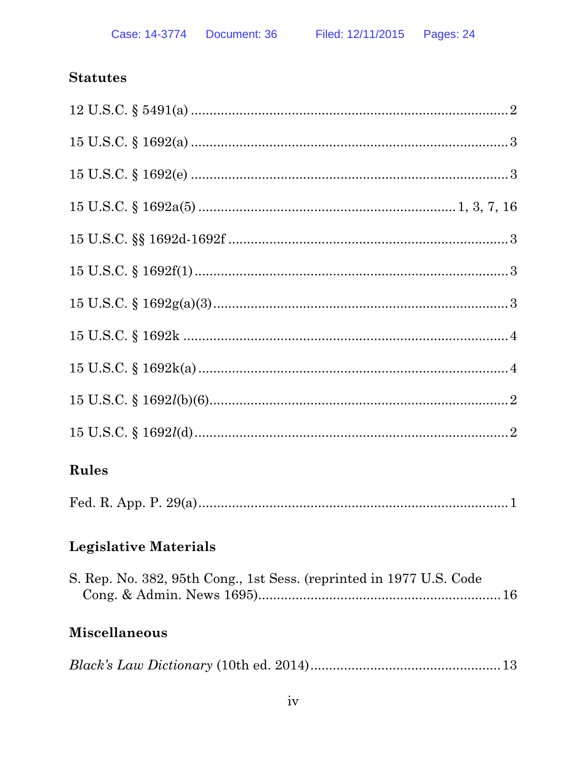### Statutes

12 U.S.C. § 5491(a) .................................................................................... 2

15 U.S.C. § 1692(a) .................................................................................... 3

15 U.S.C. § 1692(e) .................................................................................... 3

15 U.S.C. § 1692a(5) ....................................................................... 1, 3, 7, 16

15 U.S.C. §§ 1692d-1692f ........................................................................... 3

15 U.S.C. § 1692f(1) ................................................................................... 3

15 U.S.C. § 1692g(a)(3) ............................................................................... 3

15 U.S.C. § 1692k ...................................................................................... 4

15 U.S.C. § 1692k(a) .................................................................................. 4

15 U.S.C. § 1692*l*(b)(6) ............................................................................... 2

15 U.S.C. § 1692*l*(d) ................................................................................... 2

### Rules

Fed. R. App. P. 29(a) .................................................................................. 1

### Legislative Materials

S. Rep. No. 382, 95th Cong., 1st Sess. (reprinted in 1977 U.S. Code Cong. & Admin. News 1695) .................................................................. 16

### Miscellaneous

*Black's Law Dictionary* (10th ed. 2014) .................................................. 13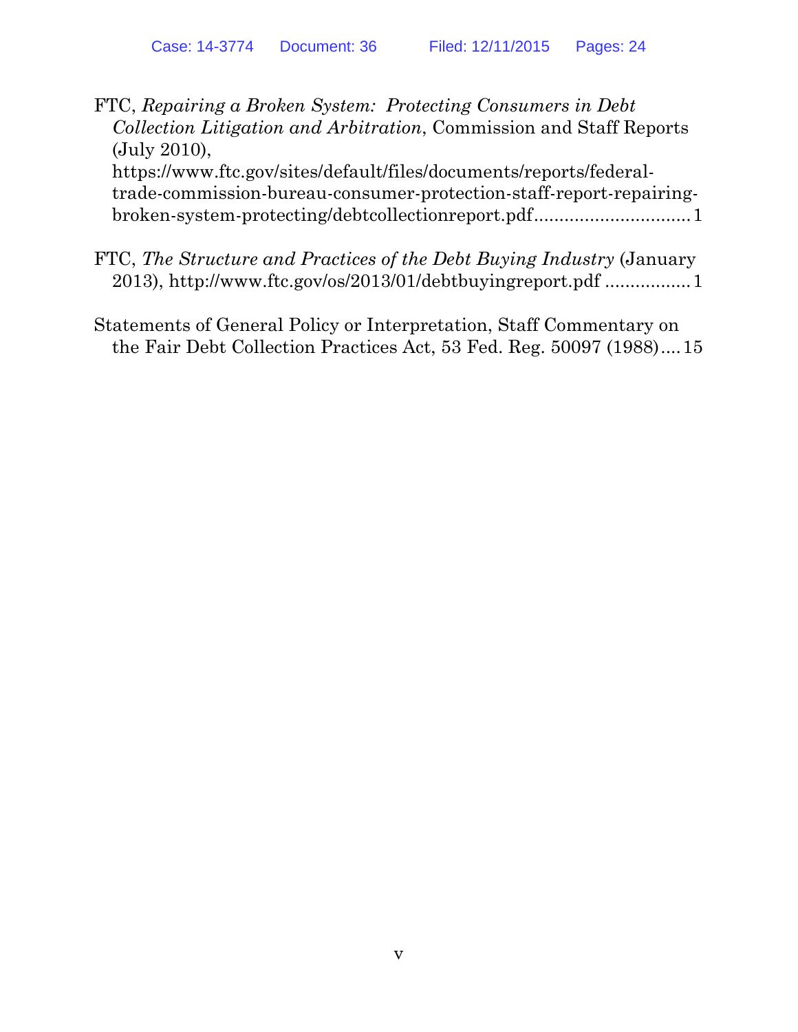FTC, *Repairing a Broken System: Protecting Consumers in Debt Collection Litigation and Arbitration*, Commission and Staff Reports (July 2010), https://www.ftc.gov/sites/default/files/documents/reports/federal-trade-commission-bureau-consumer-protection-staff-report-repairing-broken-system-protecting/debtcollectionreport.pdf ............................... 1

FTC, *The Structure and Practices of the Debt Buying Industry* (January 2013), http://www.ftc.gov/os/2013/01/debtbuyingreport.pdf ................. 1

Statements of General Policy or Interpretation, Staff Commentary on the Fair Debt Collection Practices Act, 53 Fed. Reg. 50097 (1988).... 15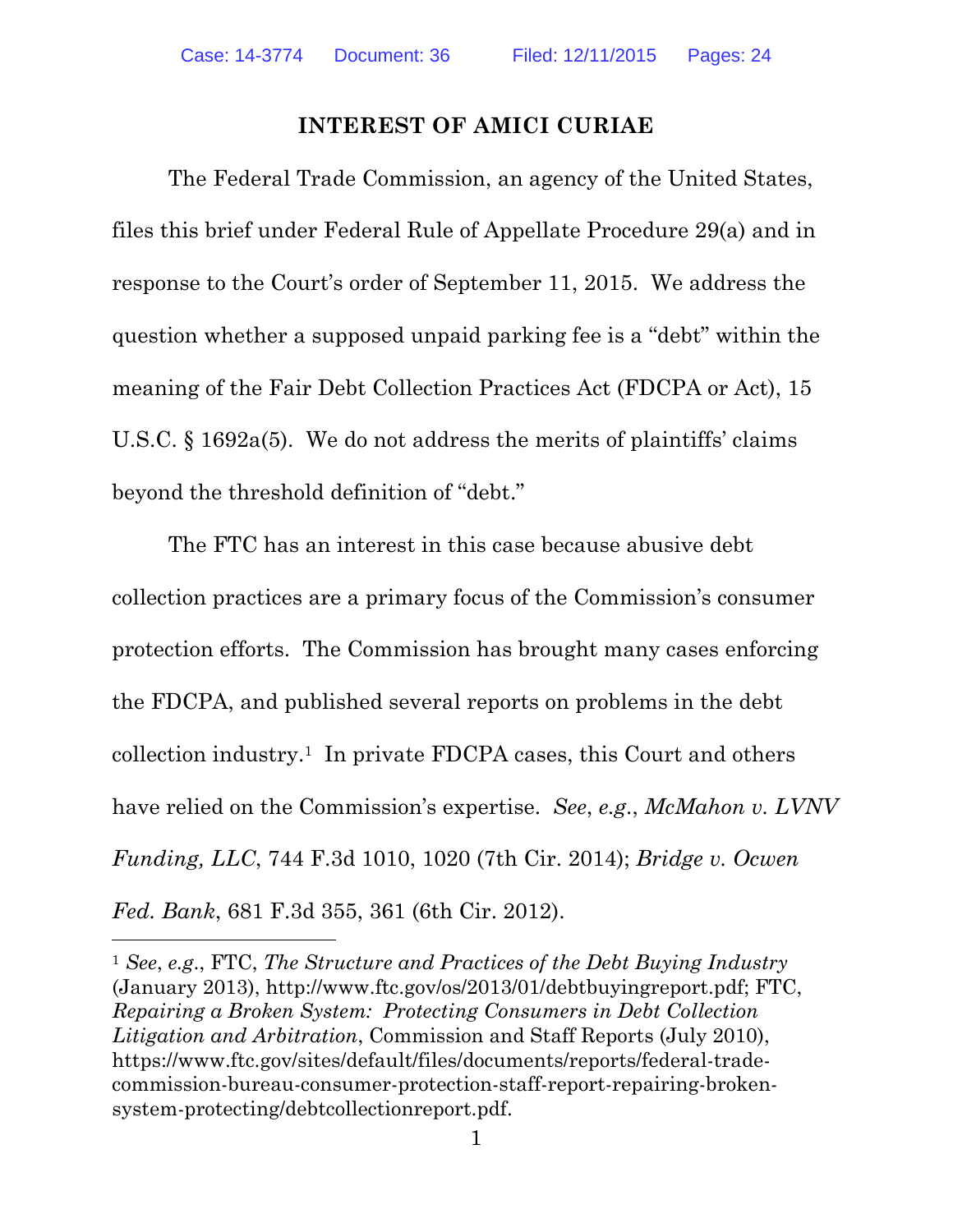## INTEREST OF AMICI CURIAE

The Federal Trade Commission, an agency of the United States, files this brief under Federal Rule of Appellate Procedure 29(a) and in response to the Court's order of September 11, 2015. We address the question whether a supposed unpaid parking fee is a "debt" within the meaning of the Fair Debt Collection Practices Act (FDCPA or Act), 15 U.S.C. § 1692a(5). We do not address the merits of plaintiffs' claims beyond the threshold definition of "debt."

The FTC has an interest in this case because abusive debt collection practices are a primary focus of the Commission's consumer protection efforts. The Commission has brought many cases enforcing the FDCPA, and published several reports on problems in the debt collection industry.[1] In private FDCPA cases, this Court and others have relied on the Commission's expertise. *See*, *e.g.*, *McMahon v. LVNV Funding, LLC*, 744 F.3d 1010, 1020 (7th Cir. 2014); *Bridge v. Ocwen Fed. Bank*, 681 F.3d 355, 361 (6th Cir. 2012).

---

[1] *See*, *e.g.*, FTC, *The Structure and Practices of the Debt Buying Industry* (January 2013), http://www.ftc.gov/os/2013/01/debtbuyingreport.pdf; FTC, *Repairing a Broken System: Protecting Consumers in Debt Collection Litigation and Arbitration*, Commission and Staff Reports (July 2010), https://www.ftc.gov/sites/default/files/documents/reports/federal-trade-commission-bureau-consumer-protection-staff-report-repairing-broken-system-protecting/debtcollectionreport.pdf.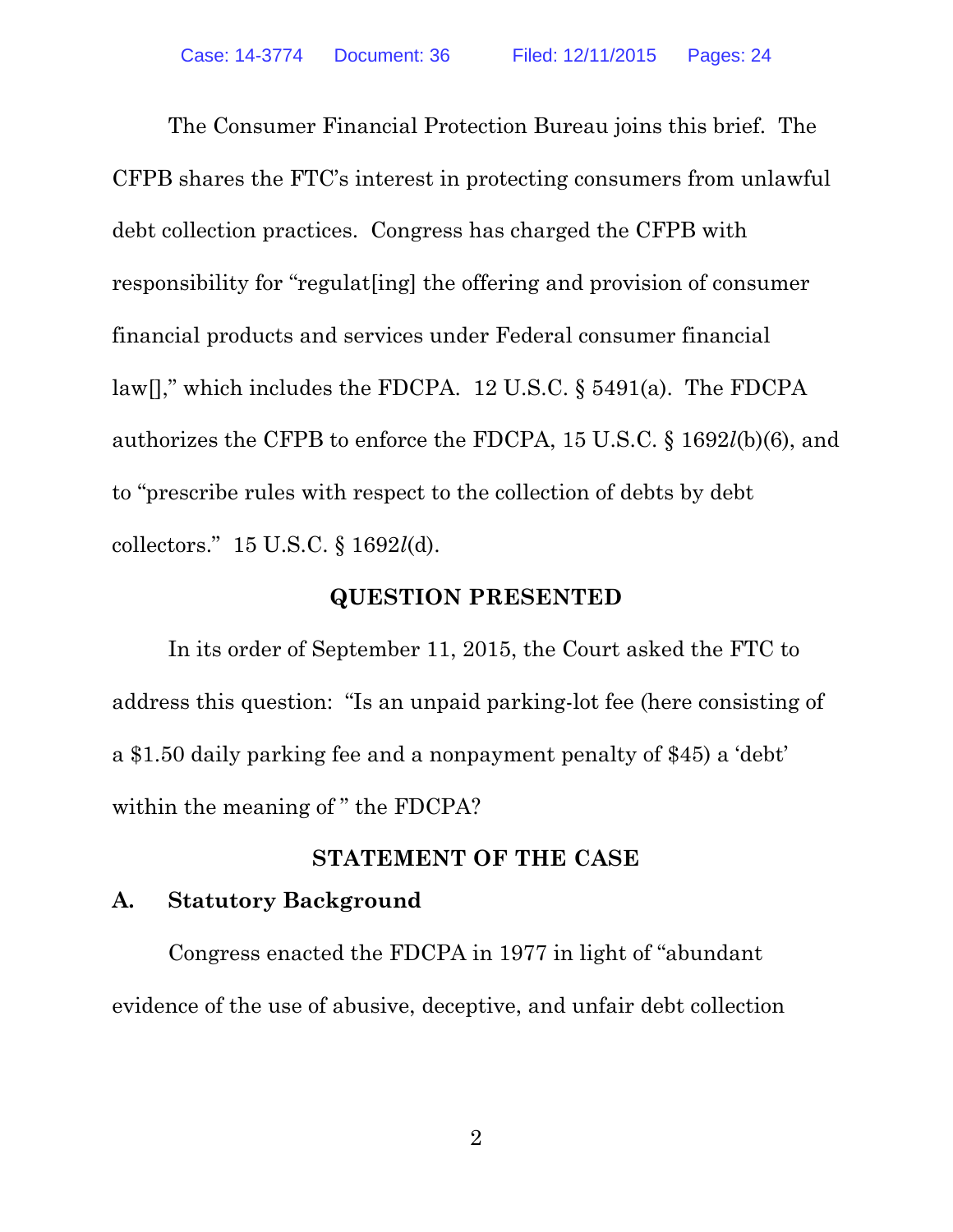The Consumer Financial Protection Bureau joins this brief. The CFPB shares the FTC's interest in protecting consumers from unlawful debt collection practices. Congress has charged the CFPB with responsibility for "regulat[ing] the offering and provision of consumer financial products and services under Federal consumer financial law[]," which includes the FDCPA. 12 U.S.C. § 5491(a). The FDCPA authorizes the CFPB to enforce the FDCPA, 15 U.S.C. § 1692*l*(b)(6), and to "prescribe rules with respect to the collection of debts by debt collectors." 15 U.S.C. § 1692*l*(d).

## QUESTION PRESENTED

In its order of September 11, 2015, the Court asked the FTC to address this question: "Is an unpaid parking-lot fee (here consisting of a $1.50 daily parking fee and a nonpayment penalty of $45) a 'debt' within the meaning of " the FDCPA?

## STATEMENT OF THE CASE

### A. Statutory Background

Congress enacted the FDCPA in 1977 in light of "abundant evidence of the use of abusive, deceptive, and unfair debt collection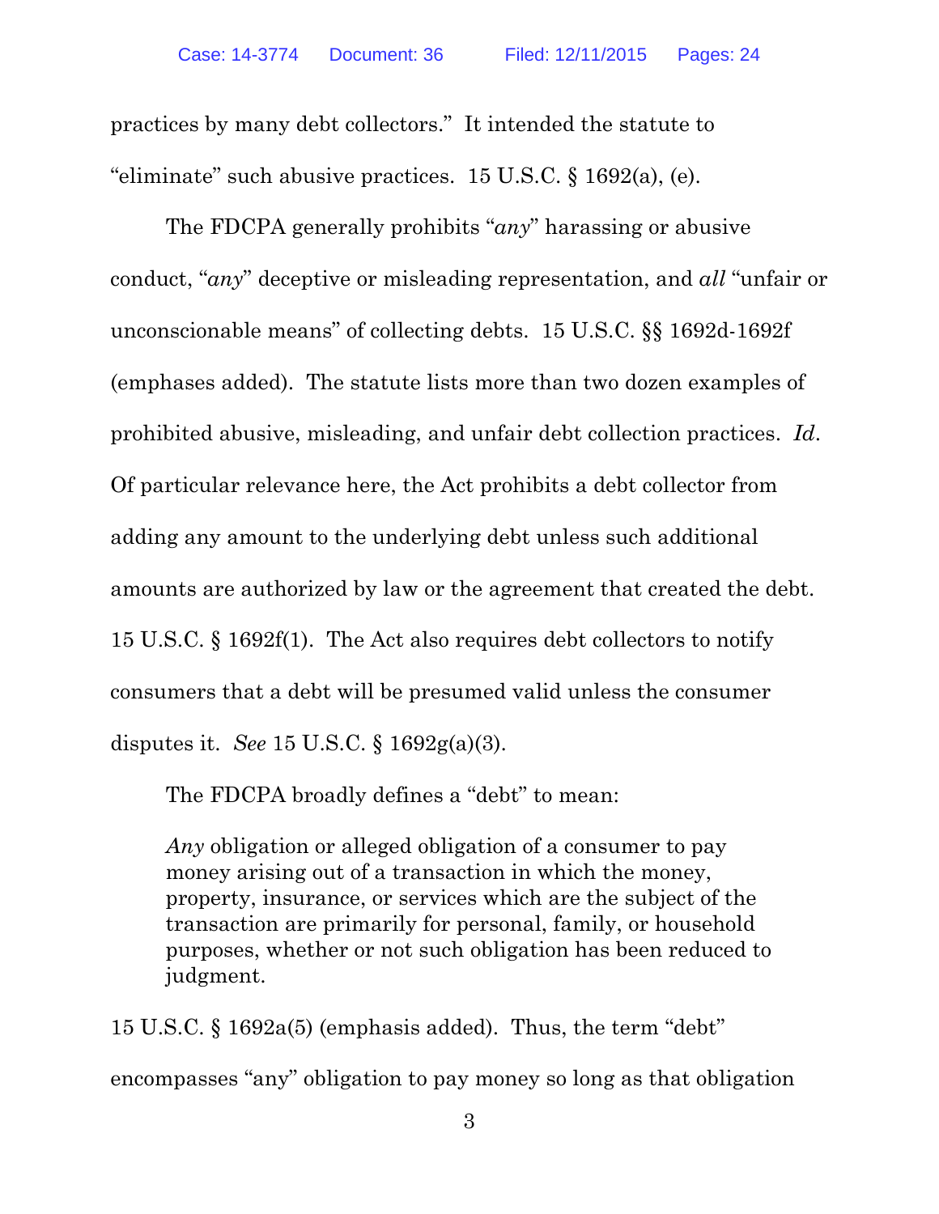practices by many debt collectors." It intended the statute to "eliminate" such abusive practices. 15 U.S.C. § 1692(a), (e).

The FDCPA generally prohibits "*any*" harassing or abusive conduct, "*any*" deceptive or misleading representation, and *all* "unfair or unconscionable means" of collecting debts. 15 U.S.C. §§ 1692d-1692f (emphases added). The statute lists more than two dozen examples of prohibited abusive, misleading, and unfair debt collection practices. *Id*. Of particular relevance here, the Act prohibits a debt collector from adding any amount to the underlying debt unless such additional amounts are authorized by law or the agreement that created the debt. 15 U.S.C. § 1692f(1). The Act also requires debt collectors to notify consumers that a debt will be presumed valid unless the consumer disputes it. *See* 15 U.S.C. § 1692g(a)(3).

The FDCPA broadly defines a "debt" to mean:

> *Any* obligation or alleged obligation of a consumer to pay money arising out of a transaction in which the money, property, insurance, or services which are the subject of the transaction are primarily for personal, family, or household purposes, whether or not such obligation has been reduced to judgment.

15 U.S.C. § 1692a(5) (emphasis added). Thus, the term "debt" encompasses "any" obligation to pay money so long as that obligation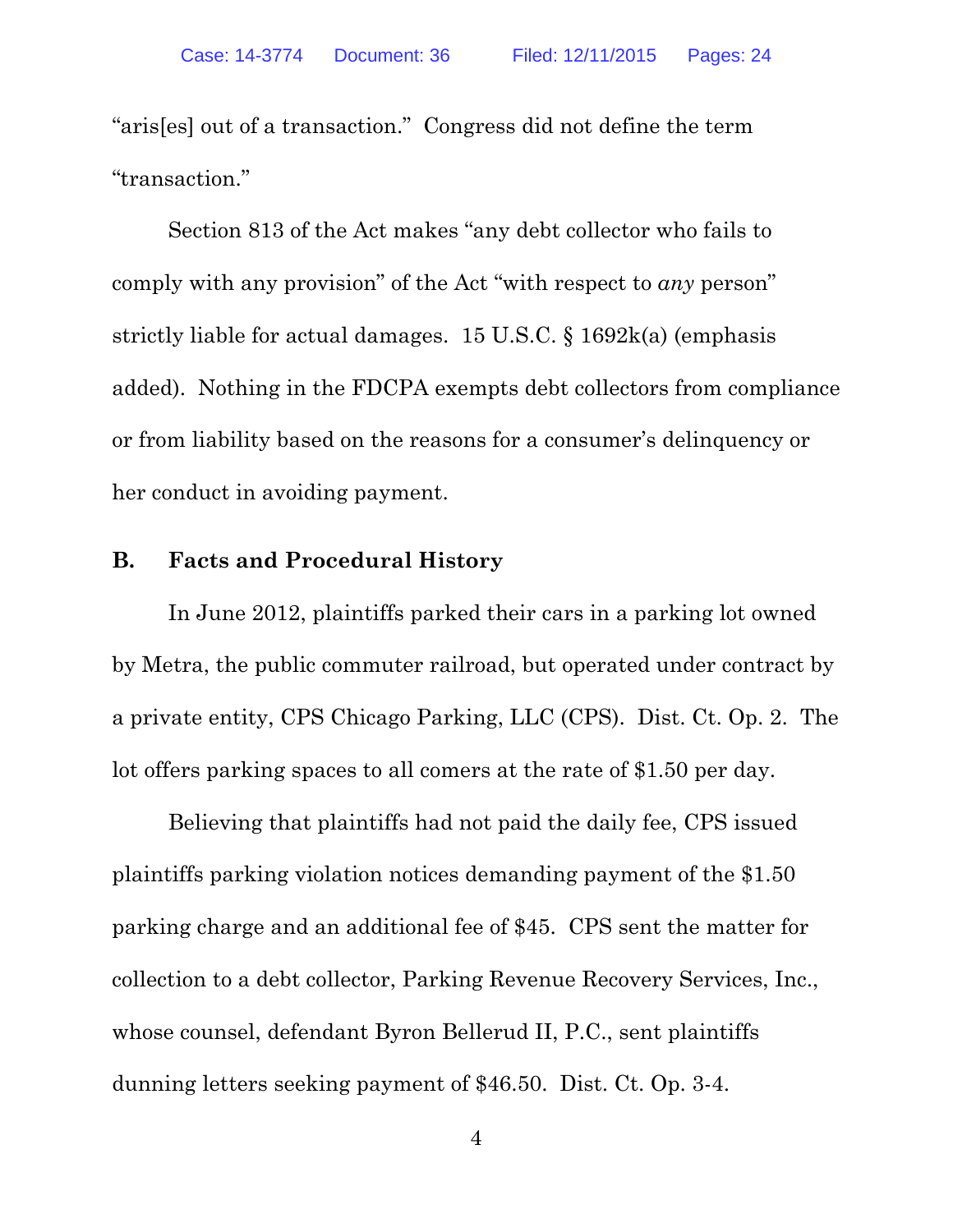"aris[es] out of a transaction." Congress did not define the term "transaction."

Section 813 of the Act makes "any debt collector who fails to comply with any provision" of the Act "with respect to *any* person" strictly liable for actual damages. 15 U.S.C. § 1692k(a) (emphasis added). Nothing in the FDCPA exempts debt collectors from compliance or from liability based on the reasons for a consumer's delinquency or her conduct in avoiding payment.

### B. Facts and Procedural History

In June 2012, plaintiffs parked their cars in a parking lot owned by Metra, the public commuter railroad, but operated under contract by a private entity, CPS Chicago Parking, LLC (CPS). Dist. Ct. Op. 2. The lot offers parking spaces to all comers at the rate of $1.50 per day.

Believing that plaintiffs had not paid the daily fee, CPS issued plaintiffs parking violation notices demanding payment of the $1.50 parking charge and an additional fee of $45. CPS sent the matter for collection to a debt collector, Parking Revenue Recovery Services, Inc., whose counsel, defendant Byron Bellerud II, P.C., sent plaintiffs dunning letters seeking payment of $46.50. Dist. Ct. Op. 3-4.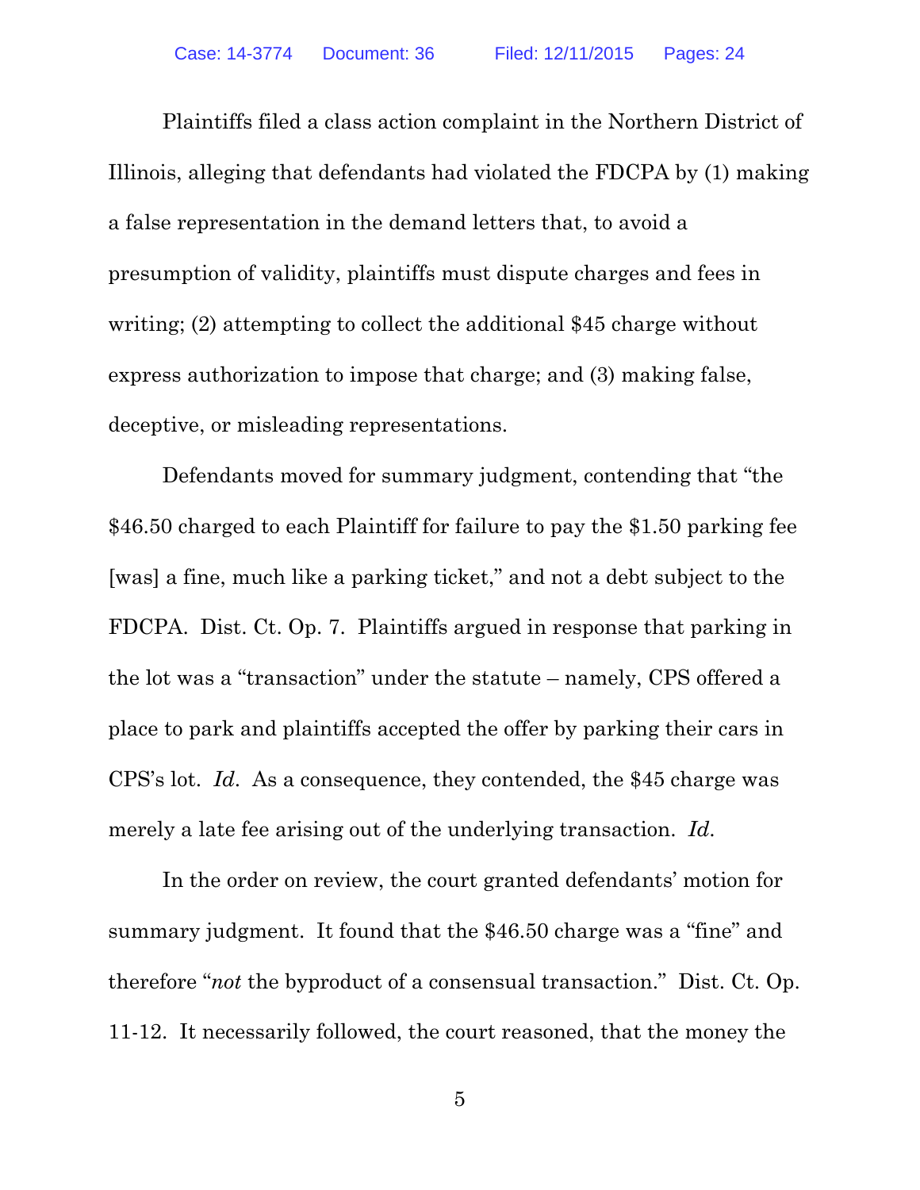Plaintiffs filed a class action complaint in the Northern District of Illinois, alleging that defendants had violated the FDCPA by (1) making a false representation in the demand letters that, to avoid a presumption of validity, plaintiffs must dispute charges and fees in writing; (2) attempting to collect the additional $45 charge without express authorization to impose that charge; and (3) making false, deceptive, or misleading representations.

Defendants moved for summary judgment, contending that "the $46.50 charged to each Plaintiff for failure to pay the $1.50 parking fee [was] a fine, much like a parking ticket," and not a debt subject to the FDCPA. Dist. Ct. Op. 7. Plaintiffs argued in response that parking in the lot was a "transaction" under the statute – namely, CPS offered a place to park and plaintiffs accepted the offer by parking their cars in CPS's lot. *Id.* As a consequence, they contended, the $45 charge was merely a late fee arising out of the underlying transaction. *Id.*

In the order on review, the court granted defendants' motion for summary judgment. It found that the $46.50 charge was a "fine" and therefore "*not* the byproduct of a consensual transaction." Dist. Ct. Op. 11-12. It necessarily followed, the court reasoned, that the money the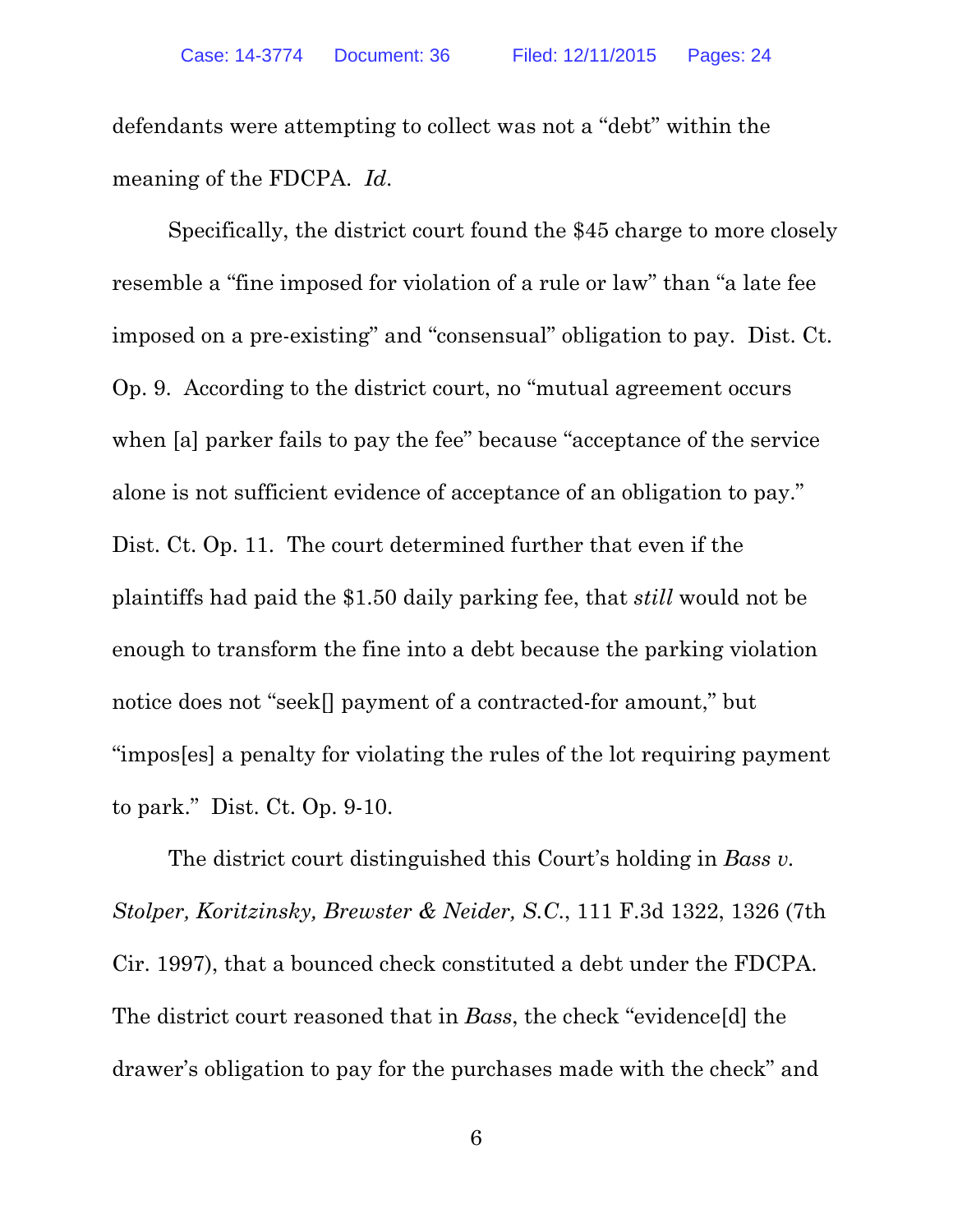defendants were attempting to collect was not a "debt" within the meaning of the FDCPA. *Id*.

Specifically, the district court found the $45 charge to more closely resemble a "fine imposed for violation of a rule or law" than "a late fee imposed on a pre-existing" and "consensual" obligation to pay. Dist. Ct. Op. 9. According to the district court, no "mutual agreement occurs when [a] parker fails to pay the fee" because "acceptance of the service alone is not sufficient evidence of acceptance of an obligation to pay." Dist. Ct. Op. 11. The court determined further that even if the plaintiffs had paid the $1.50 daily parking fee, that *still* would not be enough to transform the fine into a debt because the parking violation notice does not "seek[] payment of a contracted-for amount," but "impos[es] a penalty for violating the rules of the lot requiring payment to park." Dist. Ct. Op. 9-10.

The district court distinguished this Court's holding in *Bass v. Stolper, Koritzinsky, Brewster & Neider, S.C.*, 111 F.3d 1322, 1326 (7th Cir. 1997), that a bounced check constituted a debt under the FDCPA. The district court reasoned that in *Bass*, the check "evidence[d] the drawer's obligation to pay for the purchases made with the check" and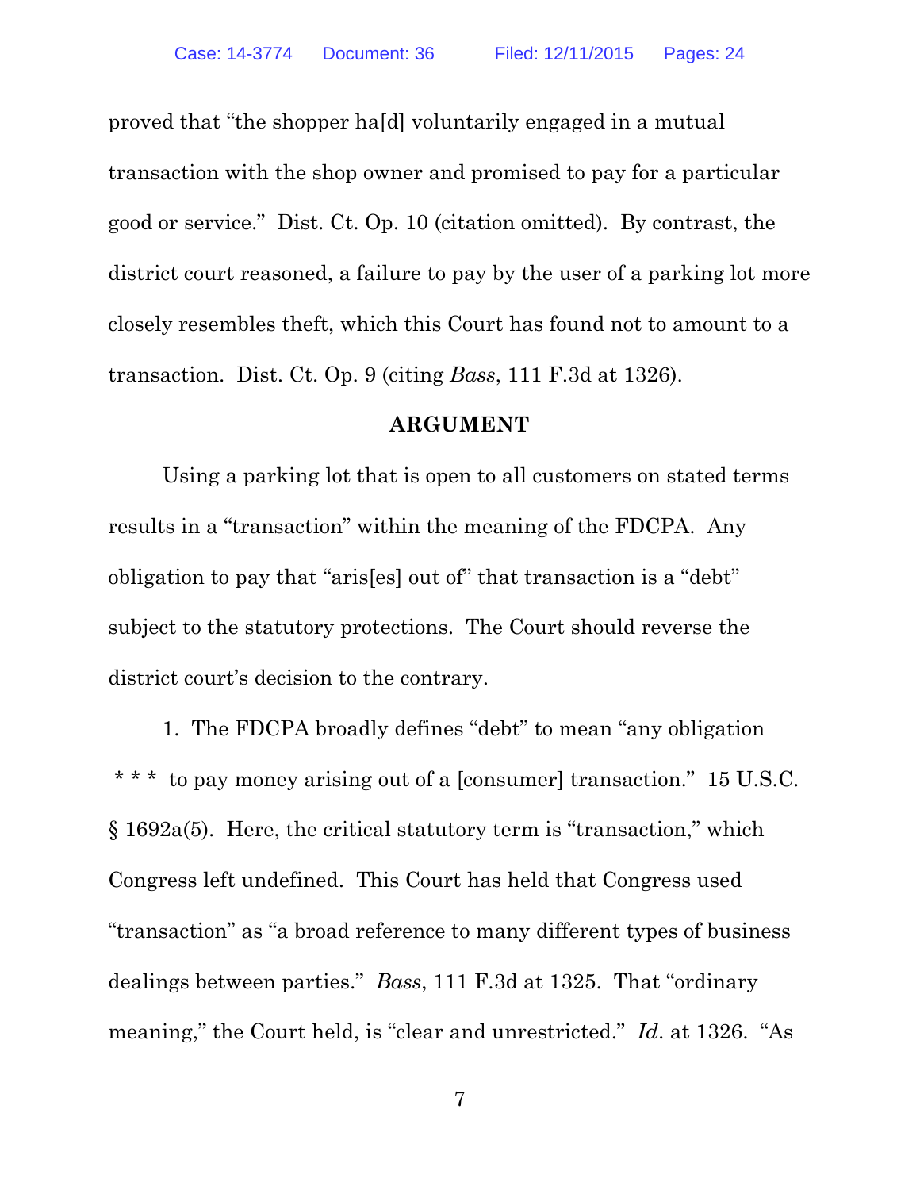proved that "the shopper ha[d] voluntarily engaged in a mutual transaction with the shop owner and promised to pay for a particular good or service." Dist. Ct. Op. 10 (citation omitted). By contrast, the district court reasoned, a failure to pay by the user of a parking lot more closely resembles theft, which this Court has found not to amount to a transaction. Dist. Ct. Op. 9 (citing *Bass*, 111 F.3d at 1326).

## ARGUMENT

Using a parking lot that is open to all customers on stated terms results in a "transaction" within the meaning of the FDCPA. Any obligation to pay that "aris[es] out of" that transaction is a "debt" subject to the statutory protections. The Court should reverse the district court's decision to the contrary.

1. The FDCPA broadly defines "debt" to mean "any obligation * * * to pay money arising out of a [consumer] transaction." 15 U.S.C. § 1692a(5). Here, the critical statutory term is "transaction," which Congress left undefined. This Court has held that Congress used "transaction" as "a broad reference to many different types of business dealings between parties." *Bass*, 111 F.3d at 1325. That "ordinary meaning," the Court held, is "clear and unrestricted." *Id*. at 1326. "As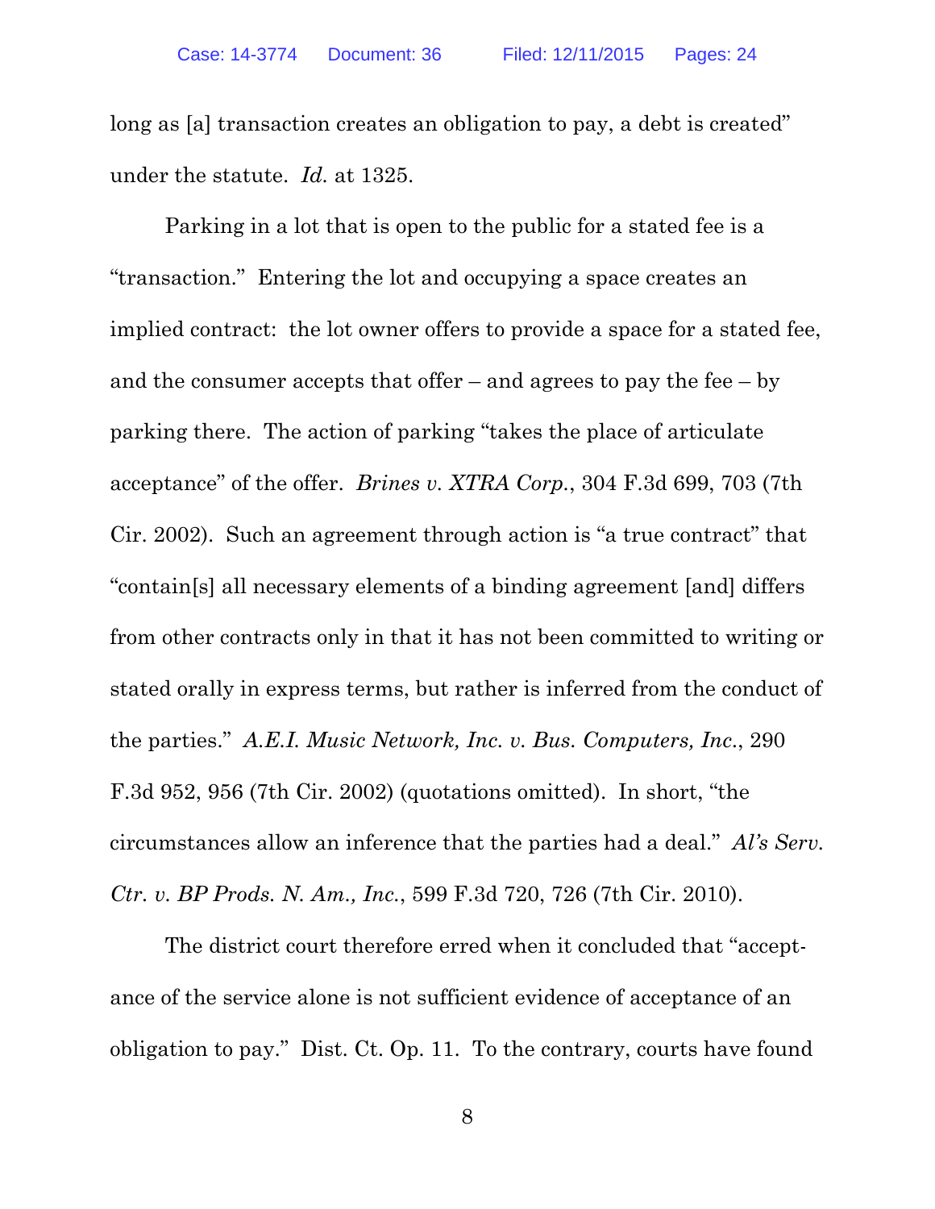long as [a] transaction creates an obligation to pay, a debt is created" under the statute. *Id.* at 1325.

Parking in a lot that is open to the public for a stated fee is a "transaction." Entering the lot and occupying a space creates an implied contract: the lot owner offers to provide a space for a stated fee, and the consumer accepts that offer – and agrees to pay the fee – by parking there. The action of parking "takes the place of articulate acceptance" of the offer. *Brines v. XTRA Corp.*, 304 F.3d 699, 703 (7th Cir. 2002). Such an agreement through action is "a true contract" that "contain[s] all necessary elements of a binding agreement [and] differs from other contracts only in that it has not been committed to writing or stated orally in express terms, but rather is inferred from the conduct of the parties." *A.E.I. Music Network, Inc. v. Bus. Computers, Inc.*, 290 F.3d 952, 956 (7th Cir. 2002) (quotations omitted). In short, "the circumstances allow an inference that the parties had a deal." *Al's Serv. Ctr. v. BP Prods. N. Am., Inc.*, 599 F.3d 720, 726 (7th Cir. 2010).

The district court therefore erred when it concluded that "acceptance of the service alone is not sufficient evidence of acceptance of an obligation to pay." Dist. Ct. Op. 11. To the contrary, courts have found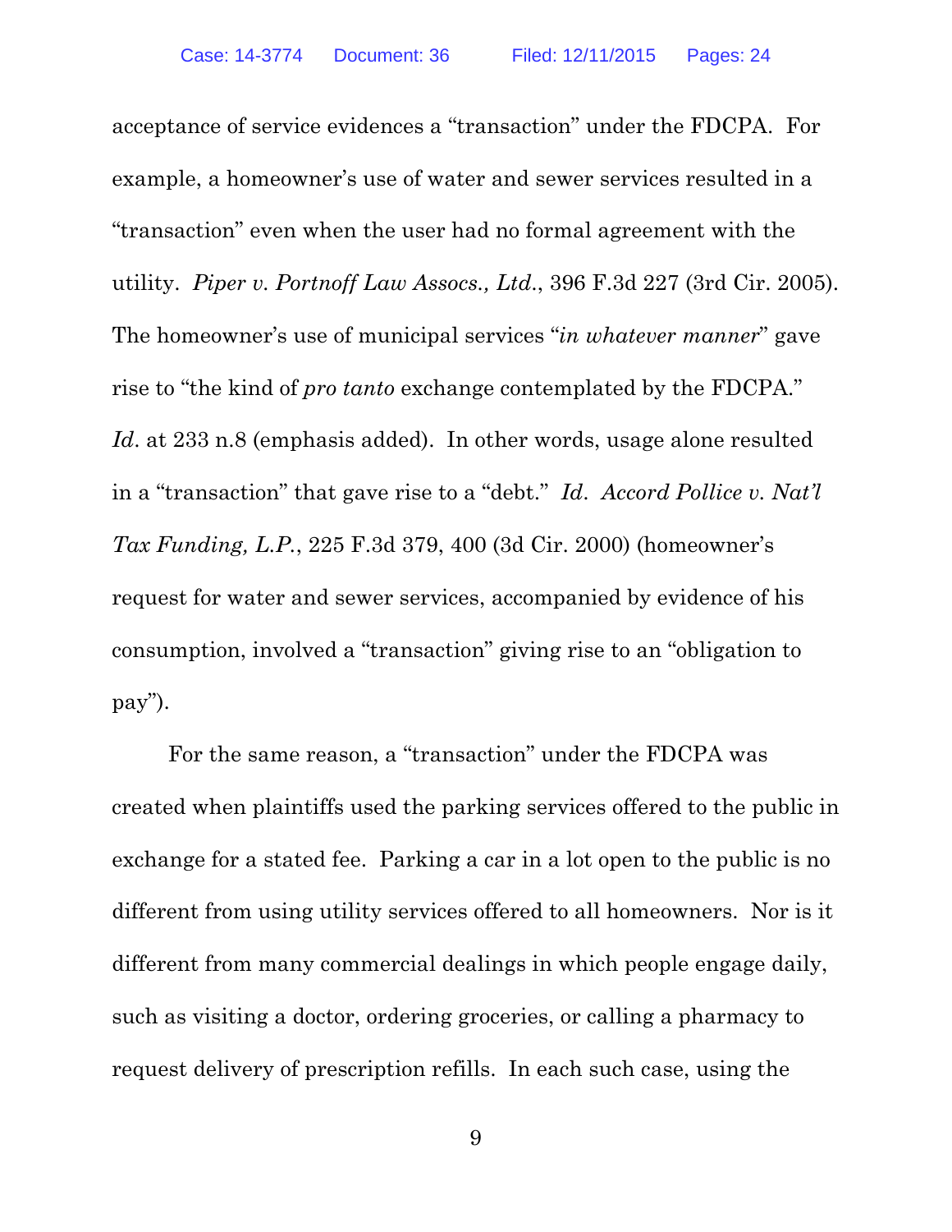acceptance of service evidences a "transaction" under the FDCPA. For example, a homeowner's use of water and sewer services resulted in a "transaction" even when the user had no formal agreement with the utility. *Piper v. Portnoff Law Assocs., Ltd.*, 396 F.3d 227 (3rd Cir. 2005). The homeowner's use of municipal services "*in whatever manner*" gave rise to "the kind of *pro tanto* exchange contemplated by the FDCPA." *Id*. at 233 n.8 (emphasis added). In other words, usage alone resulted in a "transaction" that gave rise to a "debt." *Id*. *Accord Pollice v. Nat'l Tax Funding, L.P.*, 225 F.3d 379, 400 (3d Cir. 2000) (homeowner's request for water and sewer services, accompanied by evidence of his consumption, involved a "transaction" giving rise to an "obligation to pay").

For the same reason, a "transaction" under the FDCPA was created when plaintiffs used the parking services offered to the public in exchange for a stated fee. Parking a car in a lot open to the public is no different from using utility services offered to all homeowners. Nor is it different from many commercial dealings in which people engage daily, such as visiting a doctor, ordering groceries, or calling a pharmacy to request delivery of prescription refills. In each such case, using the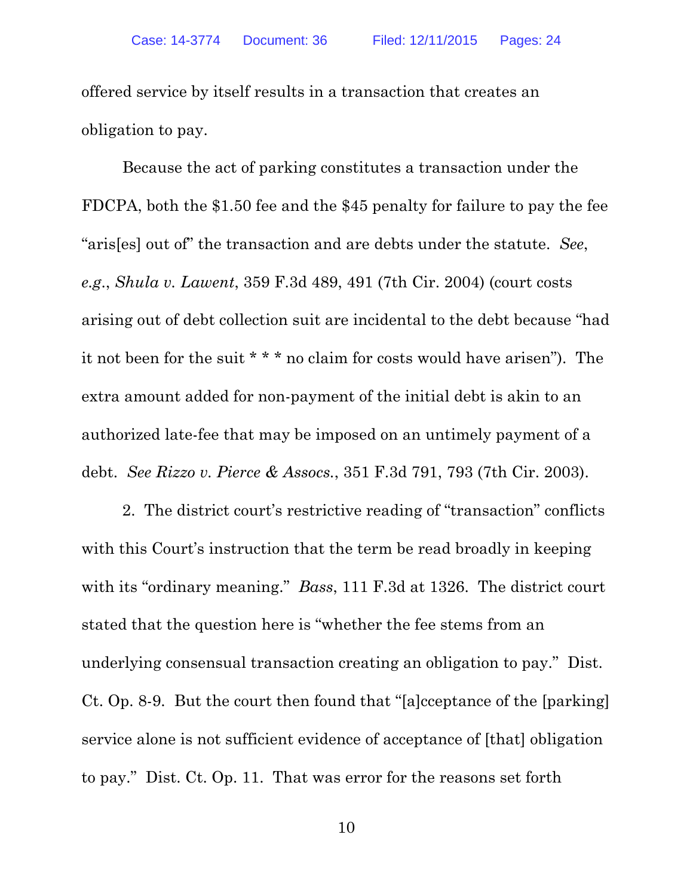offered service by itself results in a transaction that creates an obligation to pay.

Because the act of parking constitutes a transaction under the FDCPA, both the $1.50 fee and the $45 penalty for failure to pay the fee "aris[es] out of" the transaction and are debts under the statute. *See*, *e.g.*, *Shula v. Lawent*, 359 F.3d 489, 491 (7th Cir. 2004) (court costs arising out of debt collection suit are incidental to the debt because "had it not been for the suit * * * no claim for costs would have arisen"). The extra amount added for non-payment of the initial debt is akin to an authorized late-fee that may be imposed on an untimely payment of a debt. *See Rizzo v. Pierce & Assocs.*, 351 F.3d 791, 793 (7th Cir. 2003).

2. The district court's restrictive reading of "transaction" conflicts with this Court's instruction that the term be read broadly in keeping with its "ordinary meaning." *Bass*, 111 F.3d at 1326. The district court stated that the question here is "whether the fee stems from an underlying consensual transaction creating an obligation to pay." Dist. Ct. Op. 8-9. But the court then found that "[a]cceptance of the [parking] service alone is not sufficient evidence of acceptance of [that] obligation to pay." Dist. Ct. Op. 11. That was error for the reasons set forth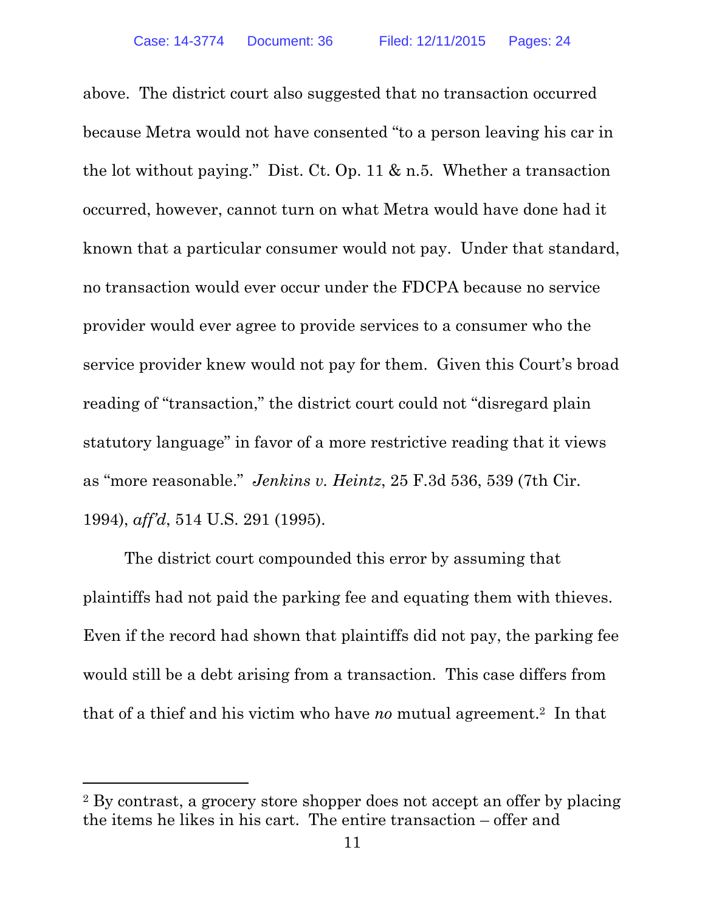above. The district court also suggested that no transaction occurred because Metra would not have consented "to a person leaving his car in the lot without paying." Dist. Ct. Op. 11 & n.5. Whether a transaction occurred, however, cannot turn on what Metra would have done had it known that a particular consumer would not pay. Under that standard, no transaction would ever occur under the FDCPA because no service provider would ever agree to provide services to a consumer who the service provider knew would not pay for them. Given this Court's broad reading of "transaction," the district court could not "disregard plain statutory language" in favor of a more restrictive reading that it views as "more reasonable." *Jenkins v. Heintz*, 25 F.3d 536, 539 (7th Cir. 1994), *aff'd*, 514 U.S. 291 (1995).

The district court compounded this error by assuming that plaintiffs had not paid the parking fee and equating them with thieves. Even if the record had shown that plaintiffs did not pay, the parking fee would still be a debt arising from a transaction. This case differs from that of a thief and his victim who have *no* mutual agreement.[2] In that

[2] By contrast, a grocery store shopper does not accept an offer by placing the items he likes in his cart. The entire transaction – offer and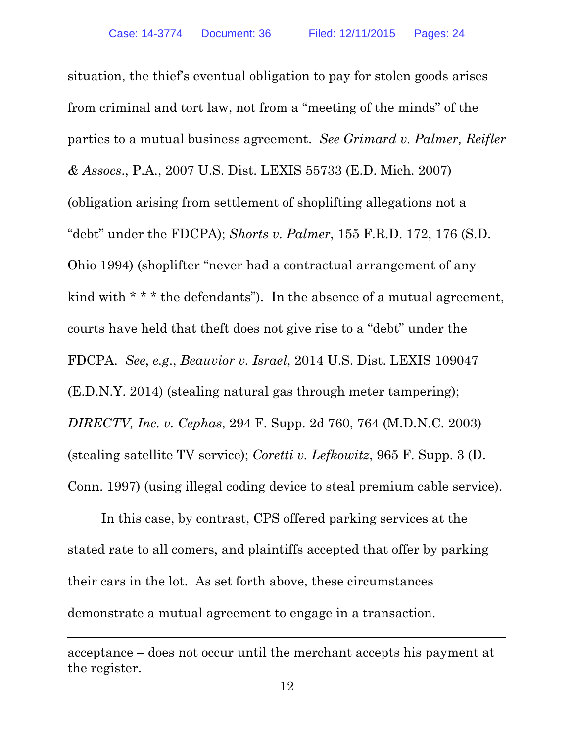situation, the thief's eventual obligation to pay for stolen goods arises from criminal and tort law, not from a "meeting of the minds" of the parties to a mutual business agreement. *See Grimard v. Palmer, Reifler & Assocs*., P.A., 2007 U.S. Dist. LEXIS 55733 (E.D. Mich. 2007) (obligation arising from settlement of shoplifting allegations not a "debt" under the FDCPA); *Shorts v. Palmer*, 155 F.R.D. 172, 176 (S.D. Ohio 1994) (shoplifter "never had a contractual arrangement of any kind with * * * the defendants"). In the absence of a mutual agreement, courts have held that theft does not give rise to a "debt" under the FDCPA. *See*, *e.g*., *Beauvior v. Israel*, 2014 U.S. Dist. LEXIS 109047 (E.D.N.Y. 2014) (stealing natural gas through meter tampering); *DIRECTV, Inc. v. Cephas*, 294 F. Supp. 2d 760, 764 (M.D.N.C. 2003) (stealing satellite TV service); *Coretti v. Lefkowitz*, 965 F. Supp. 3 (D. Conn. 1997) (using illegal coding device to steal premium cable service).

In this case, by contrast, CPS offered parking services at the stated rate to all comers, and plaintiffs accepted that offer by parking their cars in the lot. As set forth above, these circumstances demonstrate a mutual agreement to engage in a transaction.

---

acceptance – does not occur until the merchant accepts his payment at the register.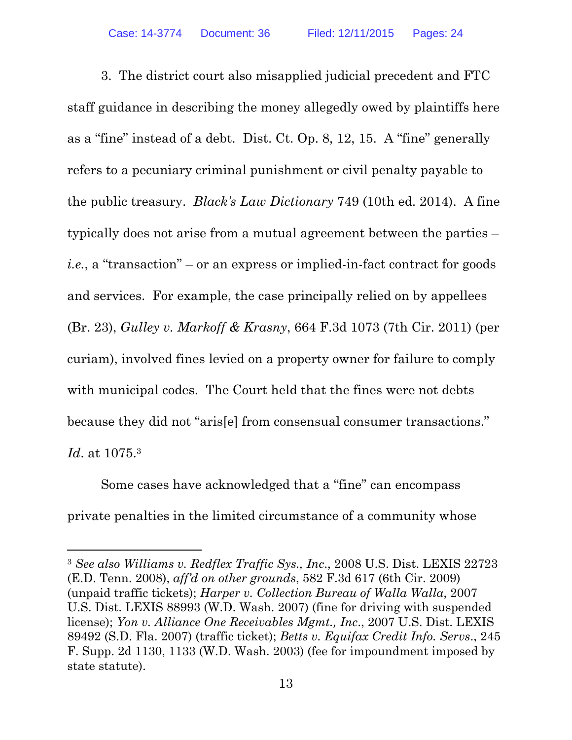3. The district court also misapplied judicial precedent and FTC staff guidance in describing the money allegedly owed by plaintiffs here as a "fine" instead of a debt. Dist. Ct. Op. 8, 12, 15. A "fine" generally refers to a pecuniary criminal punishment or civil penalty payable to the public treasury. *Black's Law Dictionary* 749 (10th ed. 2014). A fine typically does not arise from a mutual agreement between the parties – *i.e.*, a "transaction" – or an express or implied-in-fact contract for goods and services. For example, the case principally relied on by appellees (Br. 23), *Gulley v. Markoff & Krasny*, 664 F.3d 1073 (7th Cir. 2011) (per curiam), involved fines levied on a property owner for failure to comply with municipal codes. The Court held that the fines were not debts because they did not "aris[e] from consensual consumer transactions." *Id*. at 1075.[3]

Some cases have acknowledged that a "fine" can encompass private penalties in the limited circumstance of a community whose

[3] *See also Williams v. Redflex Traffic Sys., Inc*., 2008 U.S. Dist. LEXIS 22723 (E.D. Tenn. 2008), *aff'd on other grounds*, 582 F.3d 617 (6th Cir. 2009) (unpaid traffic tickets); *Harper v. Collection Bureau of Walla Walla*, 2007 U.S. Dist. LEXIS 88993 (W.D. Wash. 2007) (fine for driving with suspended license); *Yon v. Alliance One Receivables Mgmt., Inc*., 2007 U.S. Dist. LEXIS 89492 (S.D. Fla. 2007) (traffic ticket); *Betts v. Equifax Credit Info. Servs*., 245 F. Supp. 2d 1130, 1133 (W.D. Wash. 2003) (fee for impoundment imposed by state statute).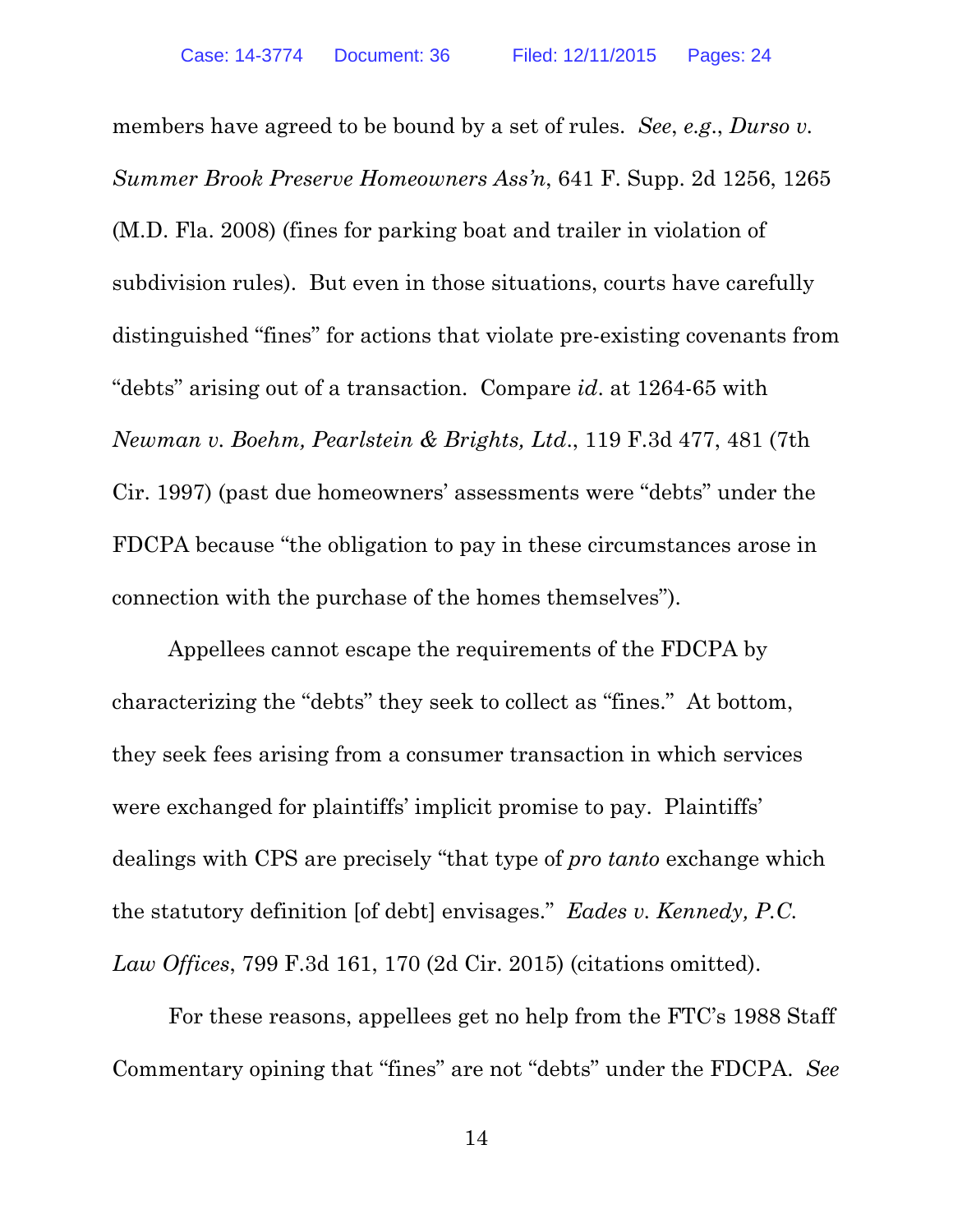members have agreed to be bound by a set of rules. *See*, *e.g.*, *Durso v. Summer Brook Preserve Homeowners Ass'n*, 641 F. Supp. 2d 1256, 1265 (M.D. Fla. 2008) (fines for parking boat and trailer in violation of subdivision rules). But even in those situations, courts have carefully distinguished "fines" for actions that violate pre-existing covenants from "debts" arising out of a transaction. Compare *id*. at 1264-65 with *Newman v. Boehm, Pearlstein & Brights, Ltd*., 119 F.3d 477, 481 (7th Cir. 1997) (past due homeowners' assessments were "debts" under the FDCPA because "the obligation to pay in these circumstances arose in connection with the purchase of the homes themselves").

Appellees cannot escape the requirements of the FDCPA by characterizing the "debts" they seek to collect as "fines." At bottom, they seek fees arising from a consumer transaction in which services were exchanged for plaintiffs' implicit promise to pay. Plaintiffs' dealings with CPS are precisely "that type of *pro tanto* exchange which the statutory definition [of debt] envisages." *Eades v. Kennedy, P.C. Law Offices*, 799 F.3d 161, 170 (2d Cir. 2015) (citations omitted).

For these reasons, appellees get no help from the FTC's 1988 Staff Commentary opining that "fines" are not "debts" under the FDCPA. *See*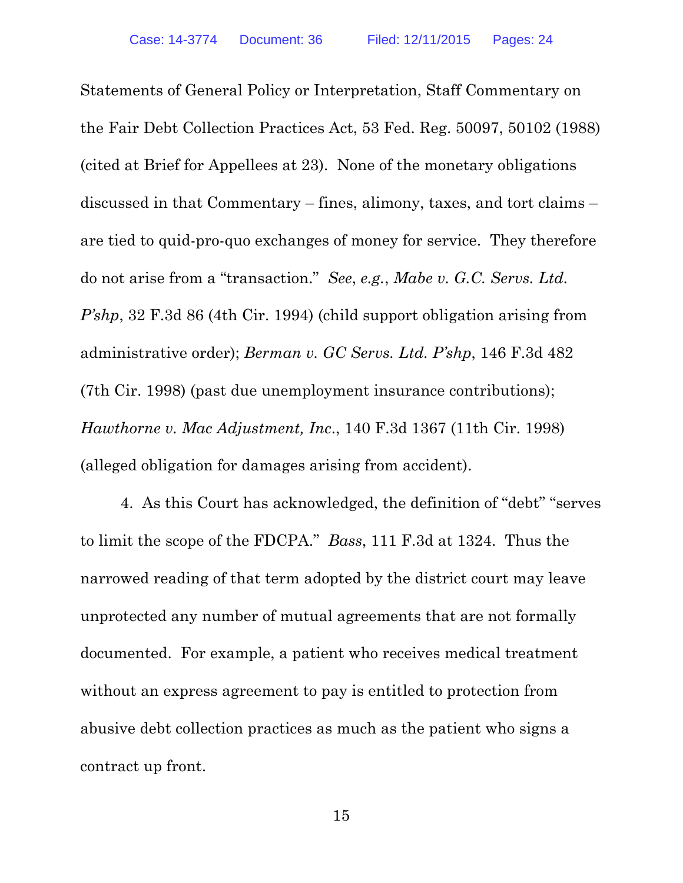Statements of General Policy or Interpretation, Staff Commentary on the Fair Debt Collection Practices Act, 53 Fed. Reg. 50097, 50102 (1988) (cited at Brief for Appellees at 23). None of the monetary obligations discussed in that Commentary – fines, alimony, taxes, and tort claims – are tied to quid-pro-quo exchanges of money for service. They therefore do not arise from a "transaction." *See*, *e.g.*, *Mabe v. G.C. Servs. Ltd. P'shp*, 32 F.3d 86 (4th Cir. 1994) (child support obligation arising from administrative order); *Berman v. GC Servs. Ltd. P'shp*, 146 F.3d 482 (7th Cir. 1998) (past due unemployment insurance contributions); *Hawthorne v. Mac Adjustment, Inc.*, 140 F.3d 1367 (11th Cir. 1998) (alleged obligation for damages arising from accident).

4. As this Court has acknowledged, the definition of "debt" "serves to limit the scope of the FDCPA." *Bass*, 111 F.3d at 1324. Thus the narrowed reading of that term adopted by the district court may leave unprotected any number of mutual agreements that are not formally documented. For example, a patient who receives medical treatment without an express agreement to pay is entitled to protection from abusive debt collection practices as much as the patient who signs a contract up front.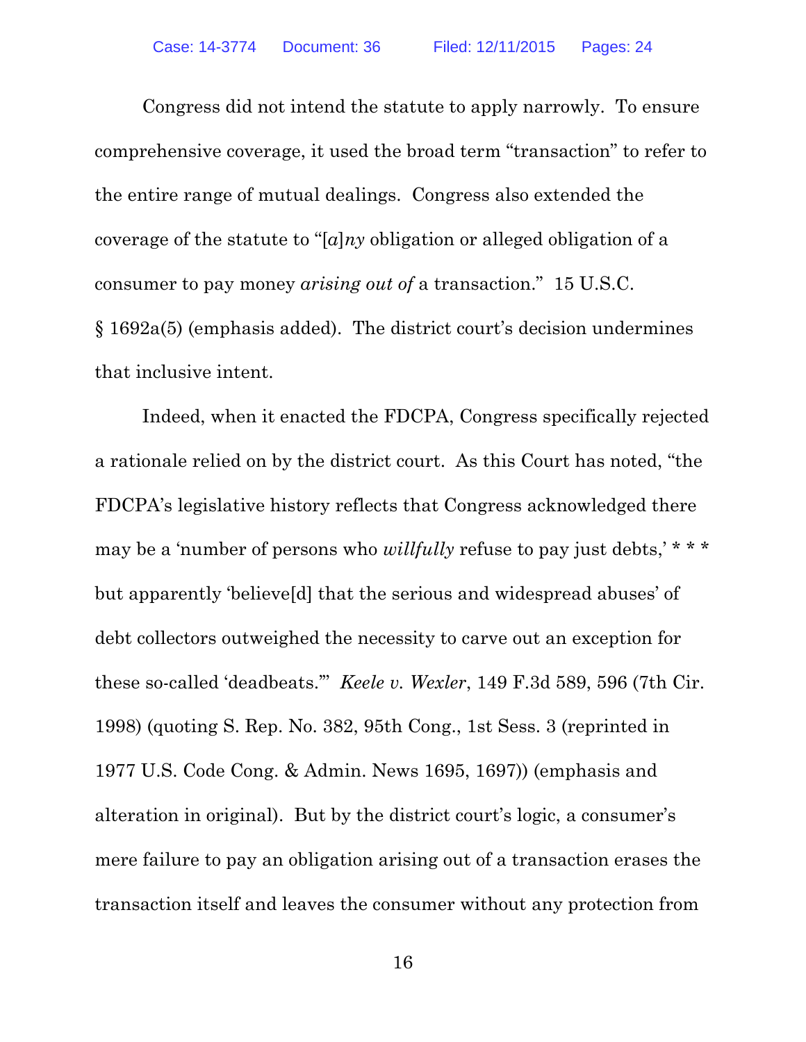Congress did not intend the statute to apply narrowly. To ensure comprehensive coverage, it used the broad term "transaction" to refer to the entire range of mutual dealings. Congress also extended the coverage of the statute to "[*a*]*ny* obligation or alleged obligation of a consumer to pay money *arising out of* a transaction." 15 U.S.C. § 1692a(5) (emphasis added). The district court's decision undermines that inclusive intent.

Indeed, when it enacted the FDCPA, Congress specifically rejected a rationale relied on by the district court. As this Court has noted, "the FDCPA's legislative history reflects that Congress acknowledged there may be a 'number of persons who *willfully* refuse to pay just debts,' * * * but apparently 'believe[d] that the serious and widespread abuses' of debt collectors outweighed the necessity to carve out an exception for these so-called 'deadbeats.'" *Keele v. Wexler*, 149 F.3d 589, 596 (7th Cir. 1998) (quoting S. Rep. No. 382, 95th Cong., 1st Sess. 3 (reprinted in 1977 U.S. Code Cong. & Admin. News 1695, 1697)) (emphasis and alteration in original). But by the district court's logic, a consumer's mere failure to pay an obligation arising out of a transaction erases the transaction itself and leaves the consumer without any protection from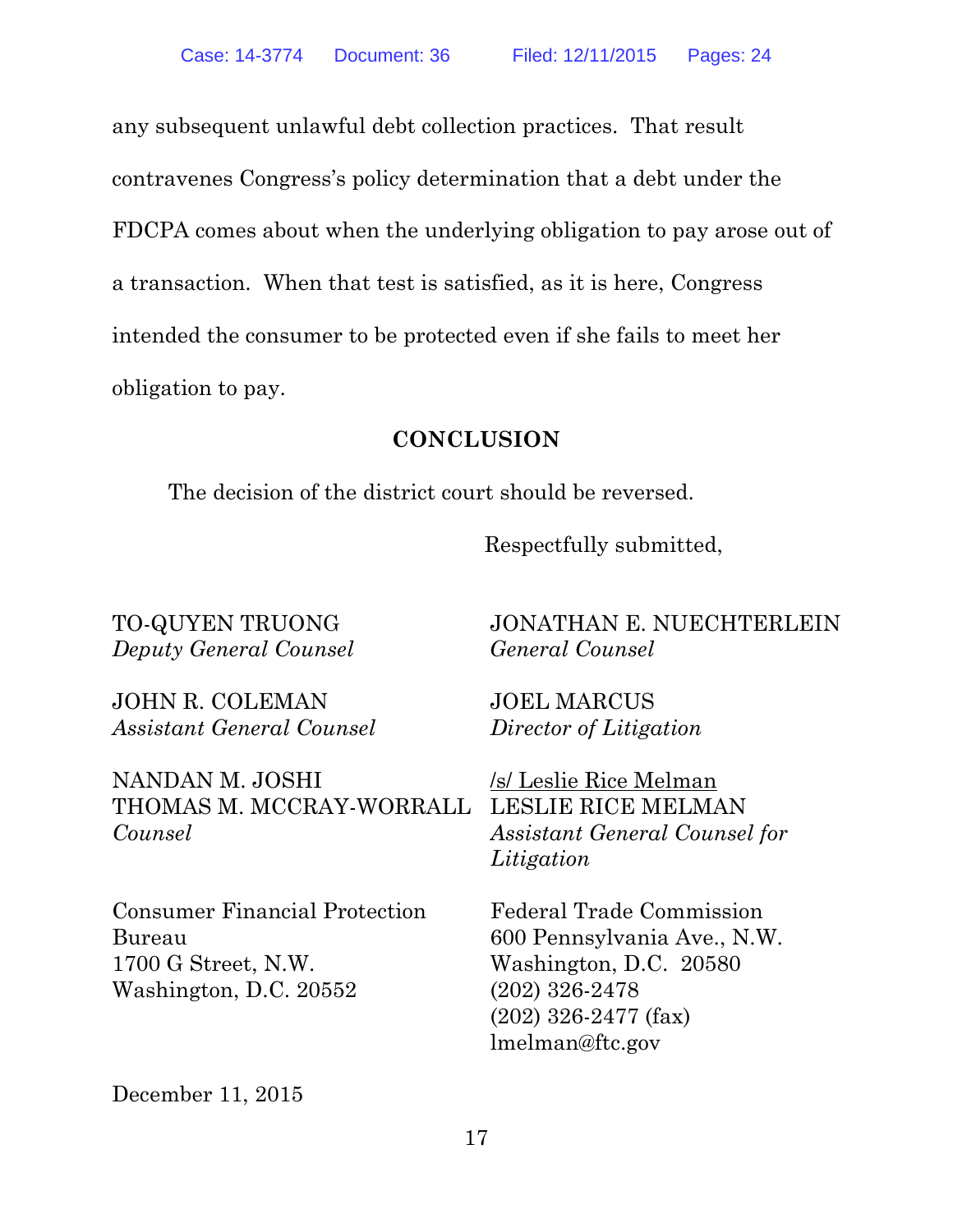any subsequent unlawful debt collection practices. That result contravenes Congress's policy determination that a debt under the FDCPA comes about when the underlying obligation to pay arose out of a transaction. When that test is satisfied, as it is here, Congress intended the consumer to be protected even if she fails to meet her obligation to pay.

## CONCLUSION

The decision of the district court should be reversed.

Respectfully submitted,

JONATHAN E. NUECHTERLEIN
*General Counsel*

JOEL MARCUS
*Director of Litigation*

/s/ Leslie Rice Melman
LESLIE RICE MELMAN
*Assistant General Counsel for Litigation*

Federal Trade Commission
600 Pennsylvania Ave., N.W.
Washington, D.C. 20580
(202) 326-2478
(202) 326-2477 (fax)
lmelman@ftc.gov

TO-QUYEN TRUONG
*Deputy General Counsel*

JOHN R. COLEMAN
*Assistant General Counsel*

NANDAN M. JOSHI
THOMAS M. MCCRAY-WORRALL
*Counsel*

Consumer Financial Protection Bureau
1700 G Street, N.W.
Washington, D.C. 20552

December 11, 2015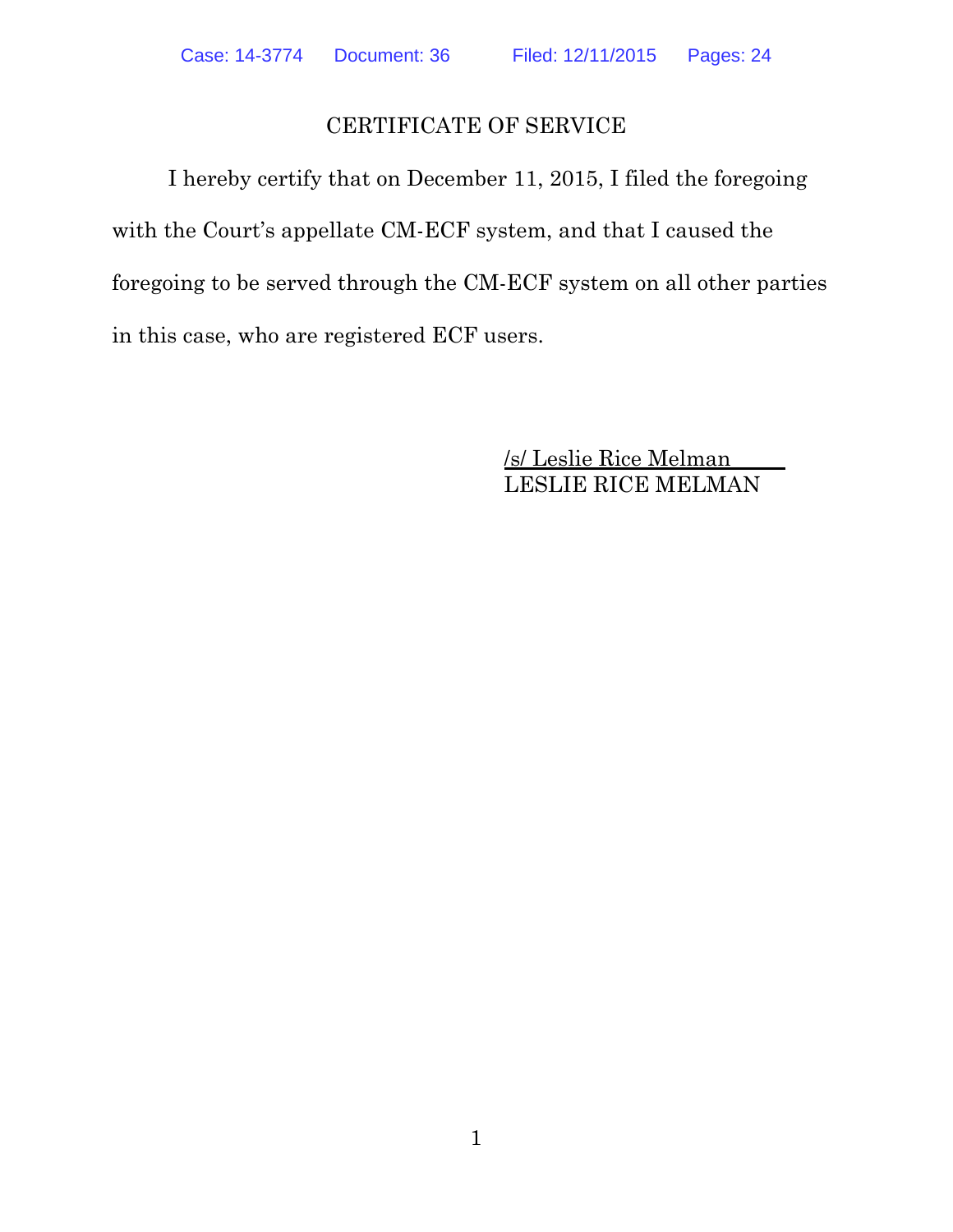# CERTIFICATE OF SERVICE

I hereby certify that on December 11, 2015, I filed the foregoing with the Court's appellate CM-ECF system, and that I caused the foregoing to be served through the CM-ECF system on all other parties in this case, who are registered ECF users.

/s/ Leslie Rice Melman
LESLIE RICE MELMAN